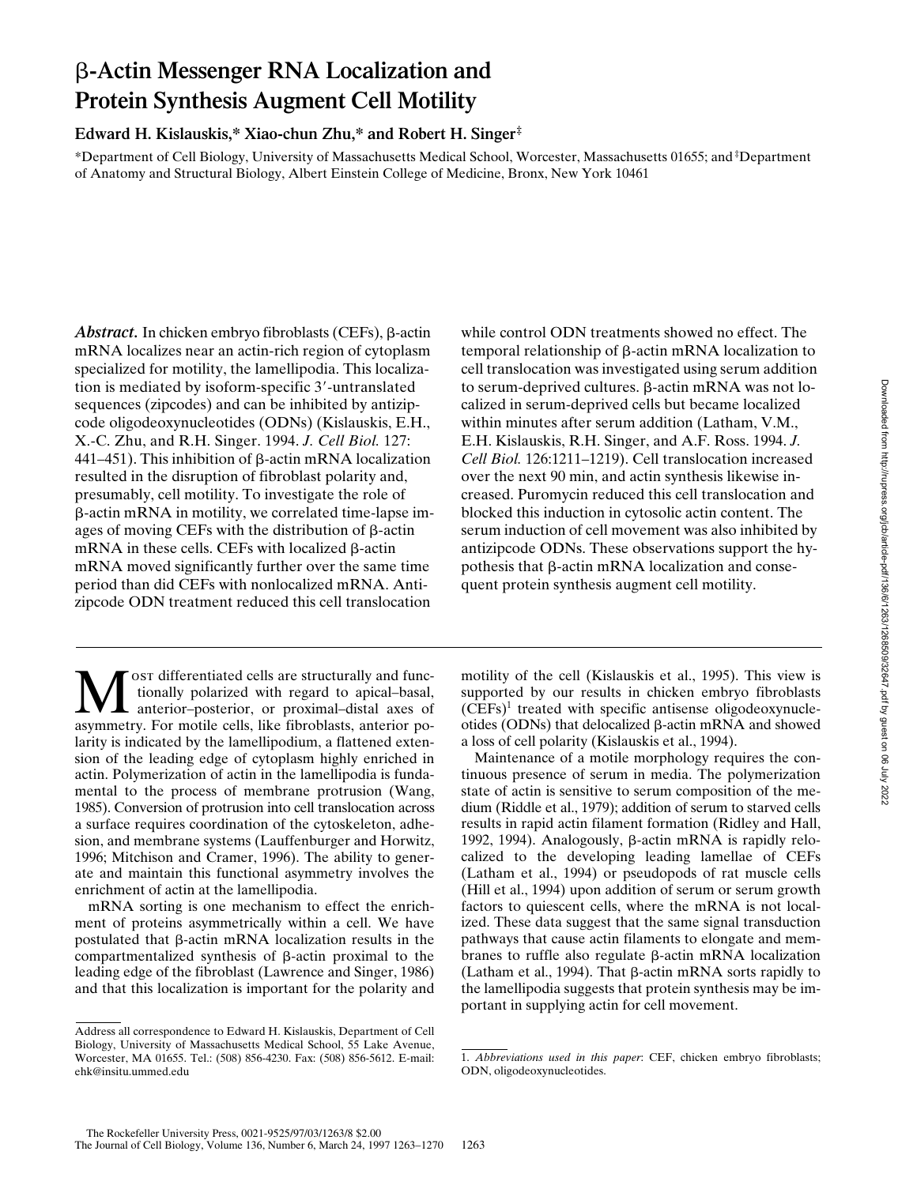# β-Actin Messenger RNA Localization and Protein Synthesis Augment Cell Motility

**Edward H. Kislauskis,* Xiao-chun Zhu,* and Robert H. Singer‡**

*Department of Cell Biology, University of Massachusetts Medical School, Worcester, Massachusetts 01655; and ‡Department of Anatomy and Structural Biology, Albert Einstein College of Medicine, Bronx, New York 10461

***Abstract.*** In chicken embryo fibroblasts (CEFs), β-actin mRNA localizes near an actin-rich region of cytoplasm specialized for motility, the lamellipodia. This localization is mediated by isoform-specific 3′-untranslated sequences (zipcodes) and can be inhibited by antizipcode oligodeoxynucleotides (ODNs) (Kislauskis, E.H., X.-C. Zhu, and R.H. Singer. 1994. *J. Cell Biol.* 127: 441–451). This inhibition of β-actin mRNA localization resulted in the disruption of fibroblast polarity and, presumably, cell motility. To investigate the role of β-actin mRNA in motility, we correlated time-lapse images of moving CEFs with the distribution of β-actin mRNA in these cells. CEFs with localized β-actin mRNA moved significantly further over the same time period than did CEFs with nonlocalized mRNA. Antizipcode ODN treatment reduced this cell translocation while control ODN treatments showed no effect. The temporal relationship of β-actin mRNA localization to cell translocation was investigated using serum addition to serum-deprived cultures. β-actin mRNA was not localized in serum-deprived cells but became localized within minutes after serum addition (Latham, V.M., E.H. Kislauskis, R.H. Singer, and A.F. Ross. 1994. *J. Cell Biol.* 126:1211–1219). Cell translocation increased over the next 90 min, and actin synthesis likewise increased. Puromycin reduced this cell translocation and blocked this induction in cytosolic actin content. The serum induction of cell movement was also inhibited by antizipcode ODNs. These observations support the hypothesis that β-actin mRNA localization and consequent protein synthesis augment cell motility.

Most differentiated cells are structurally and functionally polarized with regard to apical–basal, anterior–posterior, or proximal–distal axes of asymmetry. For motile cells, like fibroblasts, anterior polarity is indicated by the lamellipodium, a flattened extension of the leading edge of cytoplasm highly enriched in actin. Polymerization of actin in the lamellipodia is fundamental to the process of membrane protrusion (Wang, 1985). Conversion of protrusion into cell translocation across a surface requires coordination of the cytoskeleton, adhesion, and membrane systems (Lauffenburger and Horwitz, 1996; Mitchison and Cramer, 1996). The ability to generate and maintain this functional asymmetry involves the enrichment of actin at the lamellipodia.

mRNA sorting is one mechanism to effect the enrichment of proteins asymmetrically within a cell. We have postulated that β-actin mRNA localization results in the compartmentalized synthesis of β-actin proximal to the leading edge of the fibroblast (Lawrence and Singer, 1986) and that this localization is important for the polarity and motility of the cell (Kislauskis et al., 1995). This view is supported by our results in chicken embryo fibroblasts (CEFs)[1] treated with specific antisense oligodeoxynucleotides (ODNs) that delocalized β-actin mRNA and showed a loss of cell polarity (Kislauskis et al., 1994).

Maintenance of a motile morphology requires the continuous presence of serum in media. The polymerization state of actin is sensitive to serum composition of the medium (Riddle et al., 1979); addition of serum to starved cells results in rapid actin filament formation (Ridley and Hall, 1992, 1994). Analogously, β-actin mRNA is rapidly relocalized to the developing leading lamellae of CEFs (Latham et al., 1994) or pseudopods of rat muscle cells (Hill et al., 1994) upon addition of serum or serum growth factors to quiescent cells, where the mRNA is not localized. These data suggest that the same signal transduction pathways that cause actin filaments to elongate and membranes to ruffle also regulate β-actin mRNA localization (Latham et al., 1994). That β-actin mRNA sorts rapidly to the lamellipodia suggests that protein synthesis may be important in supplying actin for cell movement.

Address all correspondence to Edward H. Kislauskis, Department of Cell Biology, University of Massachusetts Medical School, 55 Lake Avenue, Worcester, MA 01655. Tel.: (508) 856-4230. Fax: (508) 856-5612. E-mail: ehk@insitu.ummed.edu

1. *Abbreviations used in this paper*: CEF, chicken embryo fibroblasts; ODN, oligodeoxynucleotides.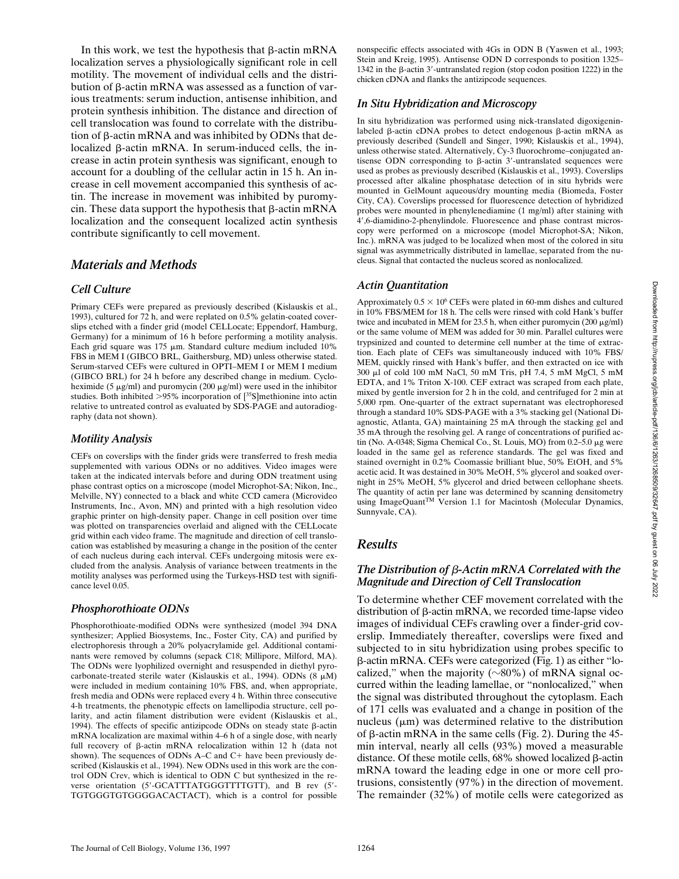In this work, we test the hypothesis that β-actin mRNA localization serves a physiologically significant role in cell motility. The movement of individual cells and the distribution of β-actin mRNA was assessed as a function of various treatments: serum induction, antisense inhibition, and protein synthesis inhibition. The distance and direction of cell translocation was found to correlate with the distribution of β-actin mRNA and was inhibited by ODNs that delocalized β-actin mRNA. In serum-induced cells, the increase in actin protein synthesis was significant, enough to account for a doubling of the cellular actin in 15 h. An increase in cell movement accompanied this synthesis of actin. The increase in movement was inhibited by puromycin. These data support the hypothesis that β-actin mRNA localization and the consequent localized actin synthesis contribute significantly to cell movement.

## Materials and Methods

### Cell Culture

Primary CEFs were prepared as previously described (Kislauskis et al., 1993), cultured for 72 h, and were replated on 0.5% gelatin-coated coverslips etched with a finder grid (model CELLocate; Eppendorf, Hamburg, Germany) for a minimum of 16 h before performing a motility analysis. Each grid square was 175 μm. Standard culture medium included 10% FBS in MEM I (GIBCO BRL, Gaithersburg, MD) unless otherwise stated. Serum-starved CEFs were cultured in OPTI–MEM I or MEM I medium (GIBCO BRL) for 24 h before any described change in medium. Cycloheximide (5 μg/ml) and puromycin (200 μg/ml) were used in the inhibitor studies. Both inhibited >95% incorporation of [$^{35}$S]methionine into actin relative to untreated control as evaluated by SDS-PAGE and autoradiography (data not shown).

### Motility Analysis

CEFs on coverslips with the finder grids were transferred to fresh media supplemented with various ODNs or no additives. Video images were taken at the indicated intervals before and during ODN treatment using phase contrast optics on a microscope (model Microphot-SA; Nikon, Inc., Melville, NY) connected to a black and white CCD camera (Microvideo Instruments, Inc., Avon, MN) and printed with a high resolution video graphic printer on high-density paper. Change in cell position over time was plotted on transparencies overlaid and aligned with the CELLocate grid within each video frame. The magnitude and direction of cell translocation was established by measuring a change in the position of the center of each nucleus during each interval. CEFs undergoing mitosis were excluded from the analysis. Analysis of variance between treatments in the motility analyses was performed using the Turkeys-HSD test with significance level 0.05.

### Phosphorothioate ODNs

Phosphorothioate-modified ODNs were synthesized (model 394 DNA synthesizer; Applied Biosystems, Inc., Foster City, CA) and purified by electrophoresis through a 20% polyacrylamide gel. Additional contaminants were removed by columns (sepack C18; Millipore, Milford, MA). The ODNs were lyophilized overnight and resuspended in diethyl pyrocarbonate-treated sterile water (Kislauskis et al., 1994). ODNs (8 μM) were included in medium containing 10% FBS, and, when appropriate, fresh media and ODNs were replaced every 4 h. Within three consecutive 4-h treatments, the phenotypic effects on lamellipodia structure, cell polarity, and actin filament distribution were evident (Kislauskis et al., 1994). The effects of specific antizipcode ODNs on steady state β-actin mRNA localization are maximal within 4–6 h of a single dose, with nearly full recovery of β-actin mRNA relocalization within 12 h (data not shown). The sequences of ODNs A–C and C+ have been previously described (Kislauskis et al., 1994). New ODNs used in this work are the control ODN Crev, which is identical to ODN C but synthesized in the reverse orientation (5′-GCATTTATGGGTTTTGTT), and B rev (5′-TGTGGGTGTGGGGACACTACT), which is a control for possible nonspecific effects associated with 4Gs in ODN B (Yaswen et al., 1993; Stein and Kreig, 1995). Antisense ODN D corresponds to position 1325–1342 in the β-actin 3′-untranslated region (stop codon position 1222) in the chicken cDNA and flanks the antizipcode sequences.

### In Situ Hybridization and Microscopy

In situ hybridization was performed using nick-translated digoxigenin-labeled β-actin cDNA probes to detect endogenous β-actin mRNA as previously described (Sundell and Singer, 1990; Kislauskis et al., 1994), unless otherwise stated. Alternatively, Cy-3 fluorochrome–conjugated antisense ODN corresponding to β-actin 3′-untranslated sequences were used as probes as previously described (Kislauskis et al., 1993). Coverslips processed after alkaline phosphatase detection of in situ hybrids were mounted in GelMount aqueous/dry mounting media (Biomeda, Foster City, CA). Coverslips processed for fluorescence detection of hybridized probes were mounted in phenylenediamine (1 mg/ml) after staining with 4′,6-diamidino-2-phenylindole. Fluorescence and phase contrast microscopy were performed on a microscope (model Microphot-SA; Nikon, Inc.). mRNA was judged to be localized when most of the colored in situ signal was asymmetrically distributed in lamellae, separated from the nucleus. Signal that contacted the nucleus scored as nonlocalized.

### Actin Quantitation

Approximately $0.5 \times 10^6$ CEFs were plated in 60-mm dishes and cultured in 10% FBS/MEM for 18 h. The cells were rinsed with cold Hank's buffer twice and incubated in MEM for 23.5 h, when either puromycin (200 μg/ml) or the same volume of MEM was added for 30 min. Parallel cultures were trypsinized and counted to determine cell number at the time of extraction. Each plate of CEFs was simultaneously induced with 10% FBS/MEM, quickly rinsed with Hank's buffer, and then extracted on ice with 300 μl of cold 100 mM NaCl, 50 mM Tris, pH 7.4, 5 mM MgCl, 5 mM EDTA, and 1% Triton X-100. CEF extract was scraped from each plate, mixed by gentle inversion for 2 h in the cold, and centrifuged for 2 min at 5,000 rpm. One-quarter of the extract supernatant was electrophoresed through a standard 10% SDS-PAGE with a 3% stacking gel (National Diagnostic, Atlanta, GA) maintaining 25 mA through the stacking gel and 35 mA through the resolving gel. A range of concentrations of purified actin (No. A-0348; Sigma Chemical Co., St. Louis, MO) from 0.2–5.0 μg were loaded in the same gel as reference standards. The gel was fixed and stained overnight in 0.2% Coomassie brilliant blue, 50% EtOH, and 5% acetic acid. The was destained in 30% MeOH, 5% glycerol and soaked overnight in 25% MeOH, 5% glycerol and dried between cellophane sheets. The quantity of actin per lane was determined by scanning densitometry using ImageQuant™ Version 1.1 for Macintosh (Molecular Dynamics, Sunnyvale, CA).

## Results

### The Distribution of β-Actin mRNA Correlated with the Magnitude and Direction of Cell Translocation

To determine whether CEF movement correlated with the distribution of β-actin mRNA, we recorded time-lapse video images of individual CEFs crawling over a finder-grid coverslip. Immediately thereafter, coverslips were fixed and subjected to in situ hybridization using probes specific to β-actin mRNA. CEFs were categorized (Fig. 1) as either "localized," when the majority (~80%) of mRNA signal occurred within the leading lamellae, or "nonlocalized," when the signal was distributed throughout the cytoplasm. Each of 171 cells was evaluated and a change in position of the nucleus (μm) was determined relative to the distribution of β-actin mRNA in the same cells (Fig. 2). During the 45-min interval, nearly all cells (93%) moved a measurable distance. Of these motile cells, 68% showed localized β-actin mRNA toward the leading edge in one or more cell protrusions, consistently (97%) in the direction of movement. The remainder (32%) of motile cells were categorized as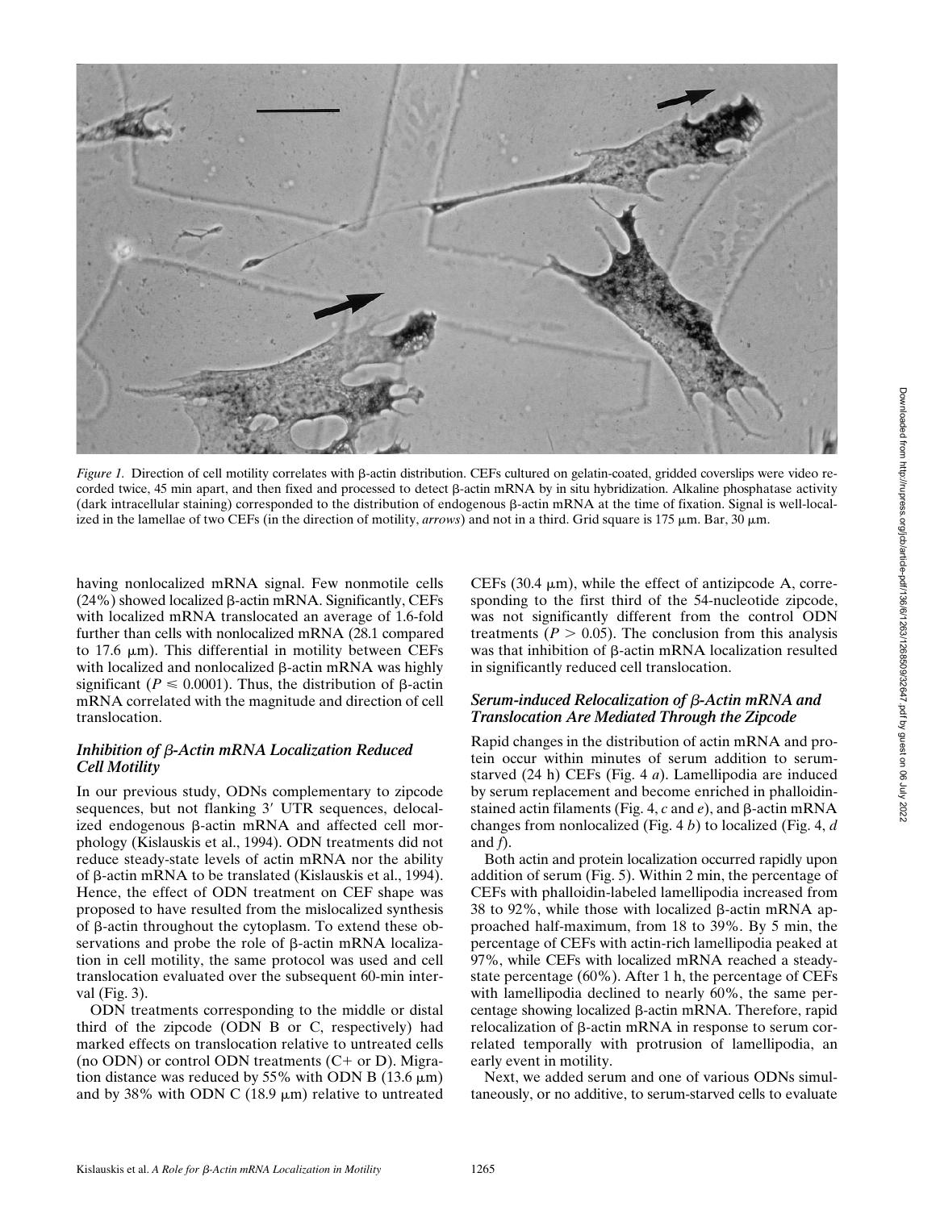*Figure 1.* Direction of cell motility correlates with β-actin distribution. CEFs cultured on gelatin-coated, gridded coverslips were video recorded twice, 45 min apart, and then fixed and processed to detect β-actin mRNA by in situ hybridization. Alkaline phosphatase activity (dark intracellular staining) corresponded to the distribution of endogenous β-actin mRNA at the time of fixation. Signal is well-localized in the lamellae of two CEFs (in the direction of motility, *arrows*) and not in a third. Grid square is 175 μm. Bar, 30 μm.

having nonlocalized mRNA signal. Few nonmotile cells (24%) showed localized β-actin mRNA. Significantly, CEFs with localized mRNA translocated an average of 1.6-fold further than cells with nonlocalized mRNA (28.1 compared to 17.6 μm). This differential in motility between CEFs with localized and nonlocalized β-actin mRNA was highly significant ($P \leq 0.0001$). Thus, the distribution of β-actin mRNA correlated with the magnitude and direction of cell translocation.

### *Inhibition of β-Actin mRNA Localization Reduced Cell Motility*

In our previous study, ODNs complementary to zipcode sequences, but not flanking 3′ UTR sequences, delocalized endogenous β-actin mRNA and affected cell morphology (Kislauskis et al., 1994). ODN treatments did not reduce steady-state levels of actin mRNA nor the ability of β-actin mRNA to be translated (Kislauskis et al., 1994). Hence, the effect of ODN treatment on CEF shape was proposed to have resulted from the mislocalized synthesis of β-actin throughout the cytoplasm. To extend these observations and probe the role of β-actin mRNA localization in cell motility, the same protocol was used and cell translocation evaluated over the subsequent 60-min interval (Fig. 3).

ODN treatments corresponding to the middle or distal third of the zipcode (ODN B or C, respectively) had marked effects on translocation relative to untreated cells (no ODN) or control ODN treatments (C+ or D). Migration distance was reduced by 55% with ODN B (13.6 μm) and by 38% with ODN C (18.9 μm) relative to untreated CEFs (30.4 μm), while the effect of antizipcode A, corresponding to the first third of the 54-nucleotide zipcode, was not significantly different from the control ODN treatments ($P > 0.05$). The conclusion from this analysis was that inhibition of β-actin mRNA localization resulted in significantly reduced cell translocation.

### *Serum-induced Relocalization of β-Actin mRNA and Translocation Are Mediated Through the Zipcode*

Rapid changes in the distribution of actin mRNA and protein occur within minutes of serum addition to serum-starved (24 h) CEFs (Fig. 4 *a*). Lamellipodia are induced by serum replacement and become enriched in phalloidin-stained actin filaments (Fig. 4, *c* and *e*), and β-actin mRNA changes from nonlocalized (Fig. 4 *b*) to localized (Fig. 4, *d* and *f*).

Both actin and protein localization occurred rapidly upon addition of serum (Fig. 5). Within 2 min, the percentage of CEFs with phalloidin-labeled lamellipodia increased from 38 to 92%, while those with localized β-actin mRNA approached half-maximum, from 18 to 39%. By 5 min, the percentage of CEFs with actin-rich lamellipodia peaked at 97%, while CEFs with localized mRNA reached a steady-state percentage (60%). After 1 h, the percentage of CEFs with lamellipodia declined to nearly 60%, the same percentage showing localized β-actin mRNA. Therefore, rapid relocalization of β-actin mRNA in response to serum correlated temporally with protrusion of lamellipodia, an early event in motility.

Next, we added serum and one of various ODNs simultaneously, or no additive, to serum-starved cells to evaluate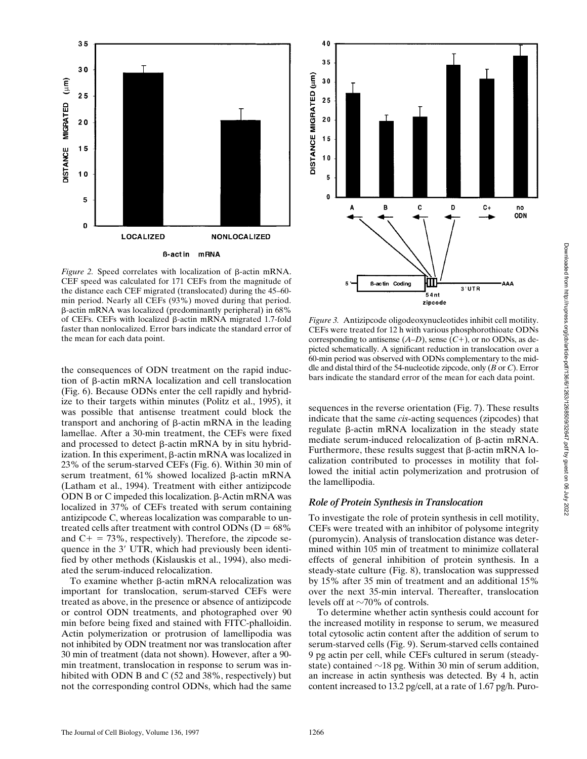*Figure 2.* Speed correlates with localization of β-actin mRNA. CEF speed was calculated for 171 CEFs from the magnitude of the distance each CEF migrated (translocated) during the 45–60-min period. Nearly all CEFs (93%) moved during that period. β-actin mRNA was localized (predominantly peripheral) in 68% of CEFs. CEFs with localized β-actin mRNA migrated 1.7-fold faster than nonlocalized. Error bars indicate the standard error of the mean for each data point.

*Figure 3.* Antizipcode oligodeoxynucleotides inhibit cell motility. CEFs were treated for 12 h with various phosphorothioate ODNs corresponding to antisense (*A–D*), sense (*C+*), or no ODNs, as depicted schematically. A significant reduction in translocation over a 60-min period was observed with ODNs complementary to the middle and distal third of the 54-nucleotide zipcode, only (*B* or *C*). Error bars indicate the standard error of the mean for each data point.

the consequences of ODN treatment on the rapid induction of β-actin mRNA localization and cell translocation (Fig. 6). Because ODNs enter the cell rapidly and hybridize to their targets within minutes (Politz et al., 1995), it was possible that antisense treatment could block the transport and anchoring of β-actin mRNA in the leading lamellae. After a 30-min treatment, the CEFs were fixed and processed to detect β-actin mRNA by in situ hybridization. In this experiment, β-actin mRNA was localized in 23% of the serum-starved CEFs (Fig. 6). Within 30 min of serum treatment, 61% showed localized β-actin mRNA (Latham et al., 1994). Treatment with either antizipcode ODN B or C impeded this localization. β-Actin mRNA was localized in 37% of CEFs treated with serum containing antizipcode C, whereas localization was comparable to untreated cells after treatment with control ODNs (D = 68% and C+ = 73%, respectively). Therefore, the zipcode sequence in the 3′ UTR, which had previously been identified by other methods (Kislauskis et al., 1994), also mediated the serum-induced relocalization.

To examine whether β-actin mRNA relocalization was important for translocation, serum-starved CEFs were treated as above, in the presence or absence of antizipcode or control ODN treatments, and photographed over 90 min before being fixed and stained with FITC-phalloidin. Actin polymerization or protrusion of lamellipodia was not inhibited by ODN treatment nor was translocation after 30 min of treatment (data not shown). However, after a 90-min treatment, translocation in response to serum was inhibited with ODN B and C (52 and 38%, respectively) but not the corresponding control ODNs, which had the same sequences in the reverse orientation (Fig. 7). These results indicate that the same *cis*-acting sequences (zipcodes) that regulate β-actin mRNA localization in the steady state mediate serum-induced relocalization of β-actin mRNA. Furthermore, these results suggest that β-actin mRNA localization contributed to processes in motility that followed the initial actin polymerization and protrusion of the lamellipodia.

### *Role of Protein Synthesis in Translocation*

To investigate the role of protein synthesis in cell motility, CEFs were treated with an inhibitor of polysome integrity (puromycin). Analysis of translocation distance was determined within 105 min of treatment to minimize collateral effects of general inhibition of protein synthesis. In a steady-state culture (Fig. 8), translocation was suppressed by 15% after 35 min of treatment and an additional 15% over the next 35-min interval. Thereafter, translocation levels off at ~70% of controls.

To determine whether actin synthesis could account for the increased motility in response to serum, we measured total cytosolic actin content after the addition of serum to serum-starved cells (Fig. 9). Serum-starved cells contained 9 pg actin per cell, while CEFs cultured in serum (steady-state) contained ~18 pg. Within 30 min of serum addition, an increase in actin synthesis was detected. By 4 h, actin content increased to 13.2 pg/cell, at a rate of 1.67 pg/h. Puro-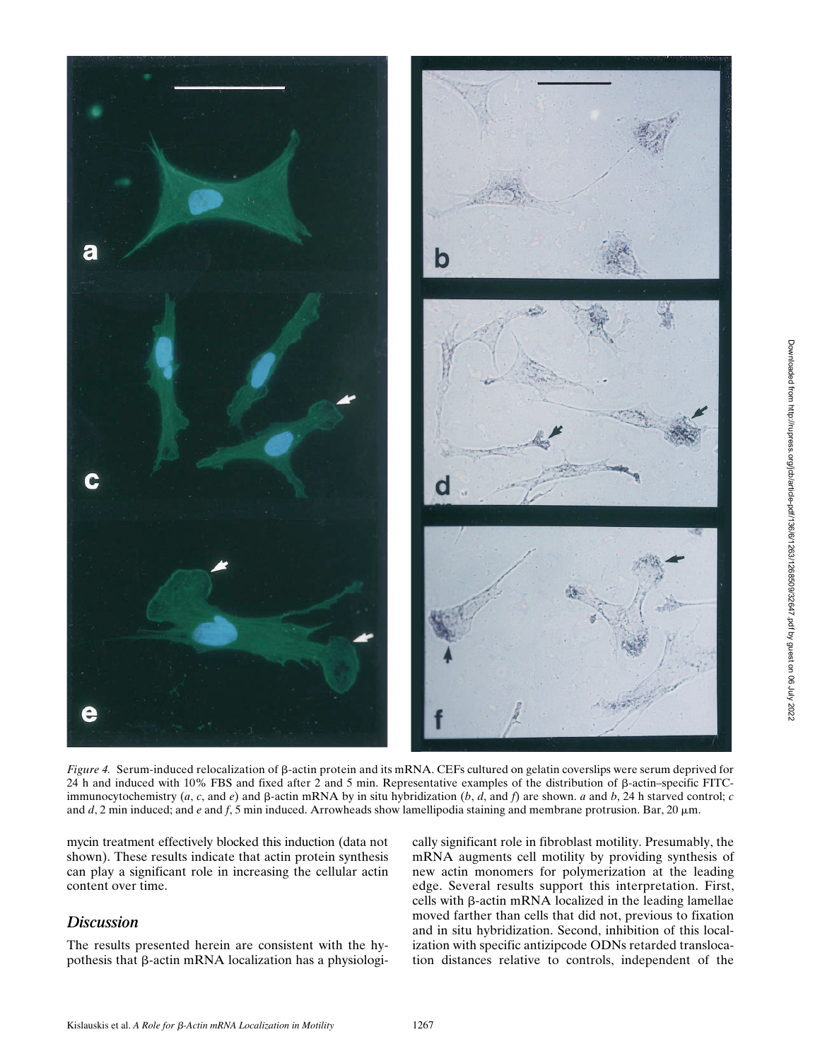*Figure 4.* Serum-induced relocalization of β-actin protein and its mRNA. CEFs cultured on gelatin coverslips were serum deprived for 24 h and induced with 10% FBS and fixed after 2 and 5 min. Representative examples of the distribution of β-actin–specific FITC-immunocytochemistry (*a*, *c*, and *e*) and β-actin mRNA by in situ hybridization (*b*, *d*, and *f*) are shown. *a* and *b*, 24 h starved control; *c* and *d*, 2 min induced; and *e* and *f*, 5 min induced. Arrowheads show lamellipodia staining and membrane protrusion. Bar, 20 μm.

mycin treatment effectively blocked this induction (data not shown). These results indicate that actin protein synthesis can play a significant role in increasing the cellular actin content over time.

## Discussion

The results presented herein are consistent with the hypothesis that β-actin mRNA localization has a physiologically significant role in fibroblast motility. Presumably, the mRNA augments cell motility by providing synthesis of new actin monomers for polymerization at the leading edge. Several results support this interpretation. First, cells with β-actin mRNA localized in the leading lamellae moved farther than cells that did not, previous to fixation and in situ hybridization. Second, inhibition of this localization with specific antizipcode ODNs retarded translocation distances relative to controls, independent of the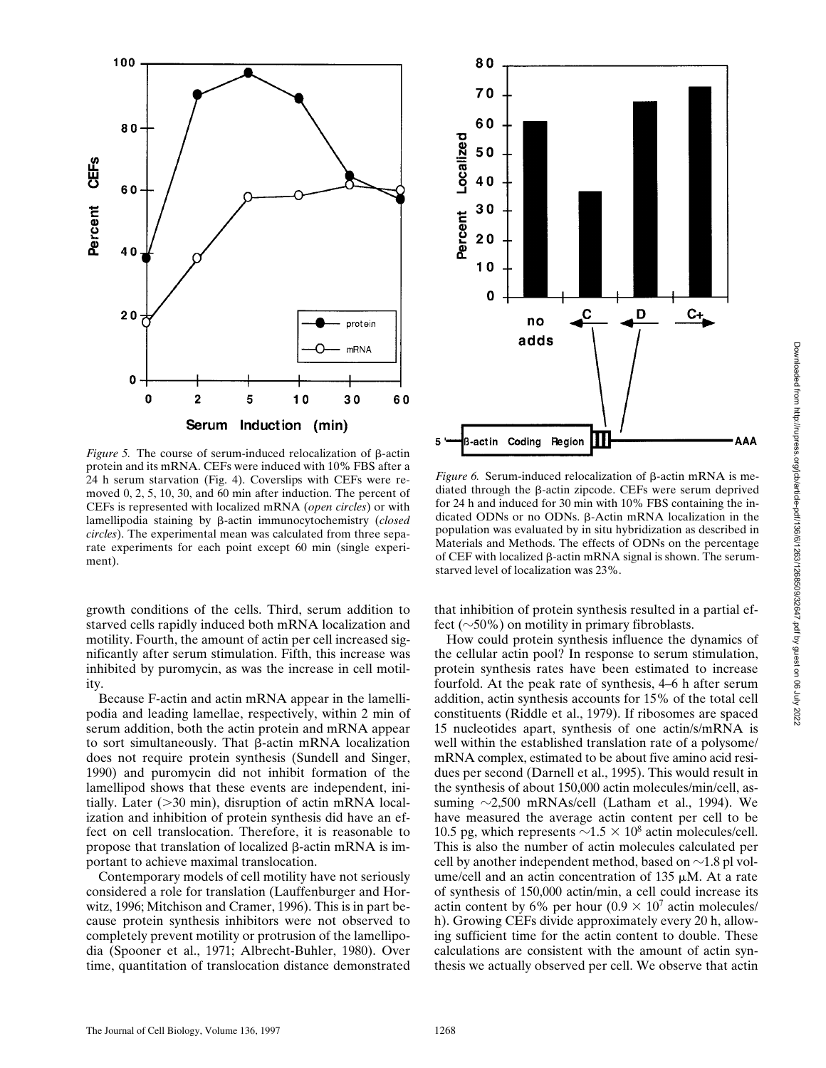*Figure 5.* The course of serum-induced relocalization of β-actin protein and its mRNA. CEFs were induced with 10% FBS after a 24 h serum starvation (Fig. 4). Coverslips with CEFs were removed 0, 2, 5, 10, 30, and 60 min after induction. The percent of CEFs is represented with localized mRNA (*open circles*) or with lamellipodia staining by β-actin immunocytochemistry (*closed circles*). The experimental mean was calculated from three separate experiments for each point except 60 min (single experiment).

*Figure 6.* Serum-induced relocalization of β-actin mRNA is mediated through the β-actin zipcode. CEFs were serum deprived for 24 h and induced for 30 min with 10% FBS containing the indicated ODNs or no ODNs. β-Actin mRNA localization in the population was evaluated by in situ hybridization as described in Materials and Methods. The effects of ODNs on the percentage of CEF with localized β-actin mRNA signal is shown. The serum-starved level of localization was 23%.

growth conditions of the cells. Third, serum addition to starved cells rapidly induced both mRNA localization and motility. Fourth, the amount of actin per cell increased significantly after serum stimulation. Fifth, this increase was inhibited by puromycin, as was the increase in cell motility.

Because F-actin and actin mRNA appear in the lamellipodia and leading lamellae, respectively, within 2 min of serum addition, both the actin protein and mRNA appear to sort simultaneously. That β-actin mRNA localization does not require protein synthesis (Sundell and Singer, 1990) and puromycin did not inhibit formation of the lamellipod shows that these events are independent, initially. Later (>30 min), disruption of actin mRNA localization and inhibition of protein synthesis did have an effect on cell translocation. Therefore, it is reasonable to propose that translation of localized β-actin mRNA is important to achieve maximal translocation.

Contemporary models of cell motility have not seriously considered a role for translation (Lauffenburger and Horwitz, 1996; Mitchison and Cramer, 1996). This is in part because protein synthesis inhibitors were not observed to completely prevent motility or protrusion of the lamellipodia (Spooner et al., 1971; Albrecht-Buhler, 1980). Over time, quantitation of translocation distance demonstrated that inhibition of protein synthesis resulted in a partial effect (~50%) on motility in primary fibroblasts.

How could protein synthesis influence the dynamics of the cellular actin pool? In response to serum stimulation, protein synthesis rates have been estimated to increase fourfold. At the peak rate of synthesis, 4–6 h after serum addition, actin synthesis accounts for 15% of the total cell constituents (Riddle et al., 1979). If ribosomes are spaced 15 nucleotides apart, synthesis of one actin/s/mRNA is well within the established translation rate of a polysome/mRNA complex, estimated to be about five amino acid residues per second (Darnell et al., 1995). This would result in the synthesis of about 150,000 actin molecules/min/cell, assuming ~2,500 mRNAs/cell (Latham et al., 1994). We have measured the average actin content per cell to be 10.5 pg, which represents $\sim 1.5 \times 10^8$ actin molecules/cell. This is also the number of actin molecules calculated per cell by another independent method, based on ~1.8 pl volume/cell and an actin concentration of 135 μM. At a rate of synthesis of 150,000 actin/min, a cell could increase its actin content by 6% per hour ($0.9 \times 10^7$ actin molecules/h). Growing CEFs divide approximately every 20 h, allowing sufficient time for the actin content to double. These calculations are consistent with the amount of actin synthesis we actually observed per cell. We observe that actin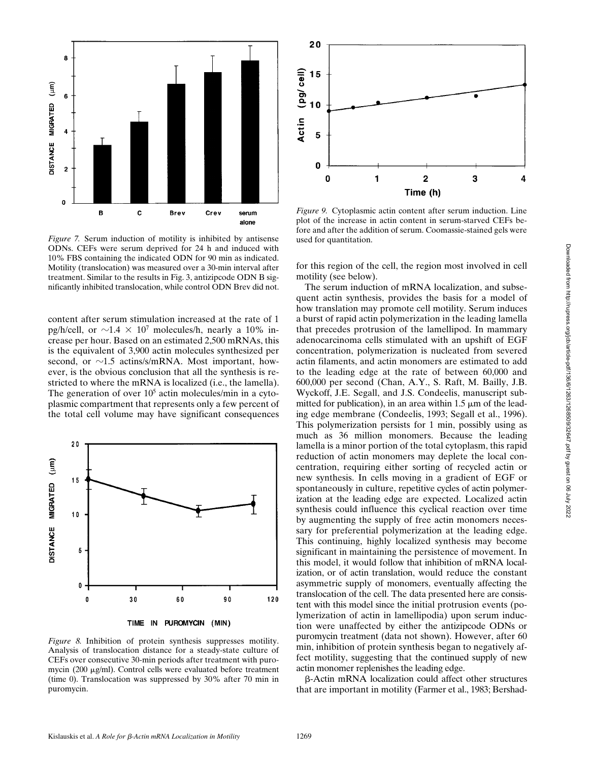*Figure 7.* Serum induction of motility is inhibited by antisense ODNs. CEFs were serum deprived for 24 h and induced with 10% FBS containing the indicated ODN for 90 min as indicated. Motility (translocation) was measured over a 30-min interval after treatment. Similar to the results in Fig. 3, antizipcode ODN B significantly inhibited translocation, while control ODN Brev did not.

*Figure 9.* Cytoplasmic actin content after serum induction. Line plot of the increase in actin content in serum-starved CEFs before and after the addition of serum. Coomassie-stained gels were used for quantitation.

content after serum stimulation increased at the rate of 1 pg/h/cell, or $\sim 1.4 \times 10^7$ molecules/h, nearly a 10% increase per hour. Based on an estimated 2,500 mRNAs, this is the equivalent of 3,900 actin molecules synthesized per second, or $\sim$1.5 actins/s/mRNA. Most important, however, is the obvious conclusion that all the synthesis is restricted to where the mRNA is localized (i.e., the lamella). The generation of over $10^5$ actin molecules/min in a cytoplasmic compartment that represents only a few percent of the total cell volume may have significant consequences for this region of the cell, the region most involved in cell motility (see below).

*Figure 8.* Inhibition of protein synthesis suppresses motility. Analysis of translocation distance for a steady-state culture of CEFs over consecutive 30-min periods after treatment with puromycin (200 μg/ml). Control cells were evaluated before treatment (time 0). Translocation was suppressed by 30% after 70 min in puromycin.

The serum induction of mRNA localization, and subsequent actin synthesis, provides the basis for a model of how translation may promote cell motility. Serum induces a burst of rapid actin polymerization in the leading lamella that precedes protrusion of the lamellipod. In mammary adenocarcinoma cells stimulated with an upshift of EGF concentration, polymerization is nucleated from severed actin filaments, and actin monomers are estimated to add to the leading edge at the rate of between 60,000 and 600,000 per second (Chan, A.Y., S. Raft, M. Bailly, J.B. Wyckoff, J.E. Segall, and J.S. Condeelis, manuscript submitted for publication), in an area within 1.5 μm of the leading edge membrane (Condeelis, 1993; Segall et al., 1996). This polymerization persists for 1 min, possibly using as much as 36 million monomers. Because the leading lamella is a minor portion of the total cytoplasm, this rapid reduction of actin monomers may deplete the local concentration, requiring either sorting of recycled actin or new synthesis. In cells moving in a gradient of EGF or spontaneously in culture, repetitive cycles of actin polymerization at the leading edge are expected. Localized actin synthesis could influence this cyclical reaction over time by augmenting the supply of free actin monomers necessary for preferential polymerization at the leading edge. This continuing, highly localized synthesis may become significant in maintaining the persistence of movement. In this model, it would follow that inhibition of mRNA localization, or of actin translation, would reduce the constant asymmetric supply of monomers, eventually affecting the translocation of the cell. The data presented here are consistent with this model since the initial protrusion events (polymerization of actin in lamellipodia) upon serum induction were unaffected by either the antizipcode ODNs or puromycin treatment (data not shown). However, after 60 min, inhibition of protein synthesis began to negatively affect motility, suggesting that the continued supply of new actin monomer replenishes the leading edge.

β-Actin mRNA localization could affect other structures that are important in motility (Farmer et al., 1983; Bershad-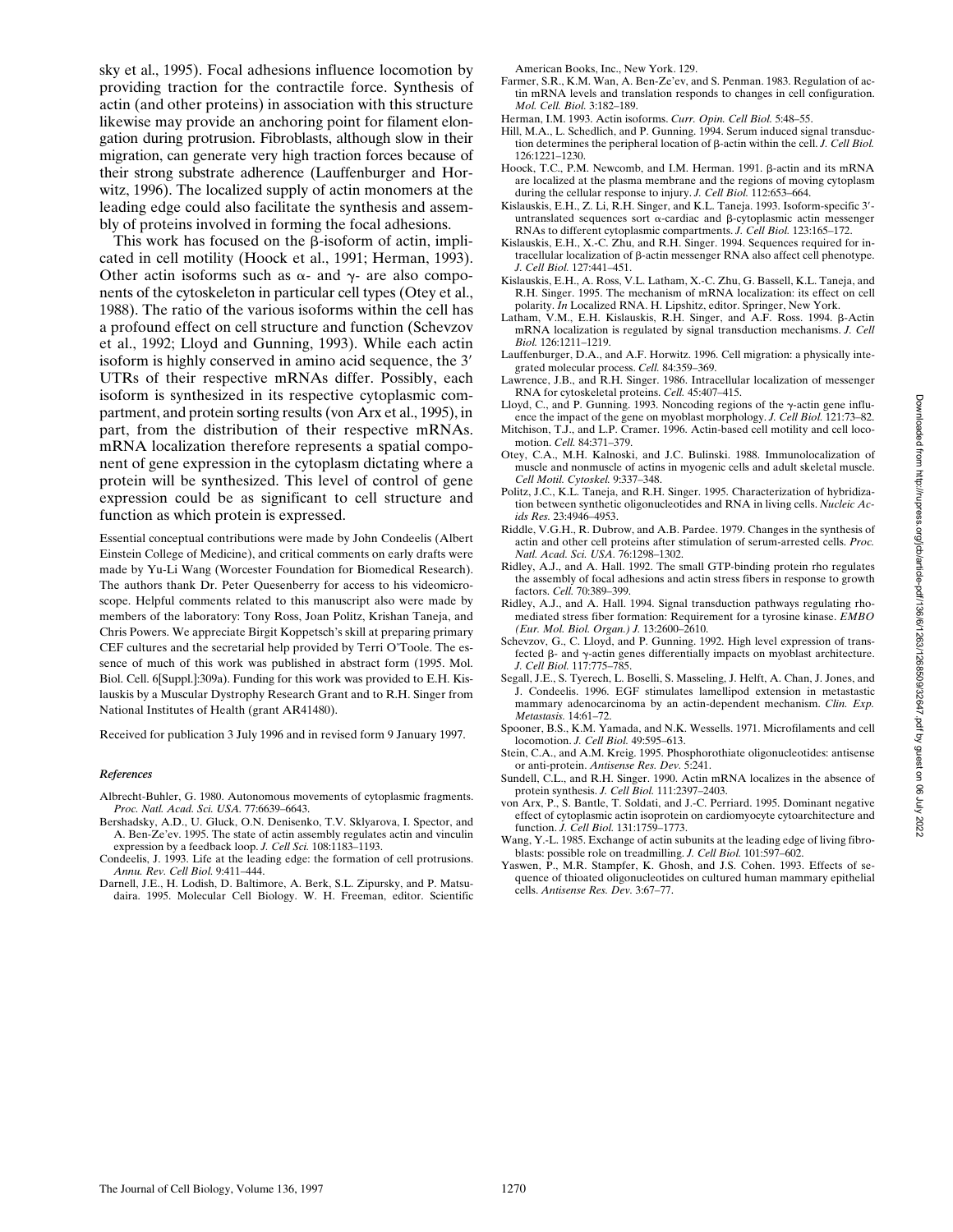sky et al., 1995). Focal adhesions influence locomotion by providing traction for the contractile force. Synthesis of actin (and other proteins) in association with this structure likewise may provide an anchoring point for filament elongation during protrusion. Fibroblasts, although slow in their migration, can generate very high traction forces because of their strong substrate adherence (Lauffenburger and Horwitz, 1996). The localized supply of actin monomers at the leading edge could also facilitate the synthesis and assembly of proteins involved in forming the focal adhesions.

This work has focused on the β-isoform of actin, implicated in cell motility (Hoock et al., 1991; Herman, 1993). Other actin isoforms such as α- and γ- are also components of the cytoskeleton in particular cell types (Otey et al., 1988). The ratio of the various isoforms within the cell has a profound effect on cell structure and function (Schevzov et al., 1992; Lloyd and Gunning, 1993). While each actin isoform is highly conserved in amino acid sequence, the 3′ UTRs of their respective mRNAs differ. Possibly, each isoform is synthesized in its respective cytoplasmic compartment, and protein sorting results (von Arx et al., 1995), in part, from the distribution of their respective mRNAs. mRNA localization therefore represents a spatial component of gene expression in the cytoplasm dictating where a protein will be synthesized. This level of control of gene expression could be as significant to cell structure and function as which protein is expressed.

Essential conceptual contributions were made by John Condeelis (Albert Einstein College of Medicine), and critical comments on early drafts were made by Yu-Li Wang (Worcester Foundation for Biomedical Research). The authors thank Dr. Peter Quesenberry for access to his videomicroscope. Helpful comments related to this manuscript also were made by members of the laboratory: Tony Ross, Joan Politz, Krishan Taneja, and Chris Powers. We appreciate Birgit Koppetsch's skill at preparing primary CEF cultures and the secretarial help provided by Terri O'Toole. The essence of much of this work was published in abstract form (1995. Mol. Biol. Cell. 6[Suppl.]:309a). Funding for this work was provided to E.H. Kislauskis by a Muscular Dystrophy Research Grant and to R.H. Singer from National Institutes of Health (grant AR41480).

Received for publication 3 July 1996 and in revised form 9 January 1997.

### *References*

Albrecht-Buhler, G. 1980. Autonomous movements of cytoplasmic fragments. *Proc. Natl. Acad. Sci. USA.* 77:6639–6643.

Bershadsky, A.D., U. Gluck, O.N. Denisenko, T.V. Sklyarova, I. Spector, and A. Ben-Ze'ev. 1995. The state of actin assembly regulates actin and vinculin expression by a feedback loop. *J. Cell Sci.* 108:1183–1193.

Condeelis, J. 1993. Life at the leading edge: the formation of cell protrusions. *Annu. Rev. Cell Biol.* 9:411–444.

Darnell, J.E., H. Lodish, D. Baltimore, A. Berk, S.L. Zipursky, and P. Matsudaira. 1995. Molecular Cell Biology. W. H. Freeman, editor. Scientific American Books, Inc., New York. 129.

Farmer, S.R., K.M. Wan, A. Ben-Ze'ev, and S. Penman. 1983. Regulation of actin mRNA levels and translation responds to changes in cell configuration. *Mol. Cell. Biol.* 3:182–189.

Herman, I.M. 1993. Actin isoforms. *Curr. Opin. Cell Biol.* 5:48–55.

Hill, M.A., L. Schedlich, and P. Gunning. 1994. Serum induced signal transduction determines the peripheral location of β-actin within the cell. *J. Cell Biol.* 126:1221–1230.

Hoock, T.C., P.M. Newcomb, and I.M. Herman. 1991. β-actin and its mRNA are localized at the plasma membrane and the regions of moving cytoplasm during the cellular response to injury. *J. Cell Biol.* 112:653–664.

Kislauskis, E.H., Z. Li, R.H. Singer, and K.L. Taneja. 1993. Isoform-specific 3′-untranslated sequences sort α-cardiac and β-cytoplasmic actin messenger RNAs to different cytoplasmic compartments. *J. Cell Biol.* 123:165–172.

Kislauskis, E.H., X.-C. Zhu, and R.H. Singer. 1994. Sequences required for intracellular localization of β-actin messenger RNA also affect cell phenotype. *J. Cell Biol.* 127:441–451.

Kislauskis, E.H., A. Ross, V.L. Latham, X.-C. Zhu, G. Bassell, K.L. Taneja, and R.H. Singer. 1995. The mechanism of mRNA localization: its effect on cell polarity. *In* Localized RNA. H. Lipshitz, editor. Springer, New York.

Latham, V.M., E.H. Kislauskis, R.H. Singer, and A.F. Ross. 1994. β-Actin mRNA localization is regulated by signal transduction mechanisms. *J. Cell Biol.* 126:1211–1219.

Lauffenburger, D.A., and A.F. Horwitz. 1996. Cell migration: a physically integrated molecular process. *Cell.* 84:359–369.

Lawrence, J.B., and R.H. Singer. 1986. Intracellular localization of messenger RNA for cytoskeletal proteins. *Cell.* 45:407–415.

Lloyd, C., and P. Gunning. 1993. Noncoding regions of the γ-actin gene influence the impact of the gene on myoblast morphology. *J. Cell Biol.* 121:73–82.

Mitchison, T.J., and L.P. Cramer. 1996. Actin-based cell motility and cell locomotion. *Cell.* 84:371–379.

Otey, C.A., M.H. Kalnoski, and J.C. Bulinski. 1988. Immunolocalization of muscle and nonmuscle of actins in myogenic cells and adult skeletal muscle. *Cell Motil. Cytoskel.* 9:337–348.

Politz, J.C., K.L. Taneja, and R.H. Singer. 1995. Characterization of hybridization between synthetic oligonucleotides and RNA in living cells. *Nucleic Acids Res.* 23:4946–4953.

Riddle, V.G.H., R. Dubrow, and A.B. Pardee. 1979. Changes in the synthesis of actin and other cell proteins after stimulation of serum-arrested cells. *Proc. Natl. Acad. Sci. USA.* 76:1298–1302.

Ridley, A.J., and A. Hall. 1992. The small GTP-binding protein rho regulates the assembly of focal adhesions and actin stress fibers in response to growth factors. *Cell.* 70:389–399.

Ridley, A.J., and A. Hall. 1994. Signal transduction pathways regulating rho-mediated stress fiber formation: Requirement for a tyrosine kinase. *EMBO (Eur. Mol. Biol. Organ.) J.* 13:2600–2610.

Schevzov, G., C. Lloyd, and P. Gunning. 1992. High level expression of transfected β- and γ-actin genes differentially impacts on myoblast architecture. *J. Cell Biol.* 117:775–785.

Segall, J.E., S. Tyerech, L. Boselli, S. Masseling, J. Helft, A. Chan, J. Jones, and J. Condeelis. 1996. EGF stimulates lamellipod extension in metastastic mammary adenocarcinoma by an actin-dependent mechanism. *Clin. Exp. Metastasis.* 14:61–72.

Spooner, B.S., K.M. Yamada, and N.K. Wessells. 1971. Microfilaments and cell locomotion. *J. Cell Biol.* 49:595–613.

Stein, C.A., and A.M. Kreig. 1995. Phosphorothiate oligonucleotides: antisense or anti-protein. *Antisense Res. Dev.* 5:241.

Sundell, C.L., and R.H. Singer. 1990. Actin mRNA localizes in the absence of protein synthesis. *J. Cell Biol.* 111:2397–2403.

von Arx, P., S. Bantle, T. Soldati, and J.-C. Perriard. 1995. Dominant negative effect of cytoplasmic actin isoprotein on cardiomyocyte cytoarchitecture and function. *J. Cell Biol.* 131:1759–1773.

Wang, Y.-L. 1985. Exchange of actin subunits at the leading edge of living fibroblasts: possible role on treadmilling. *J. Cell Biol.* 101:597–602.

Yaswen, P., M.R. Stampfer, K. Ghosh, and J.S. Cohen. 1993. Effects of sequence of thioated oligonucleotides on cultured human mammary epithelial cells. *Antisense Res. Dev.* 3:67–77.